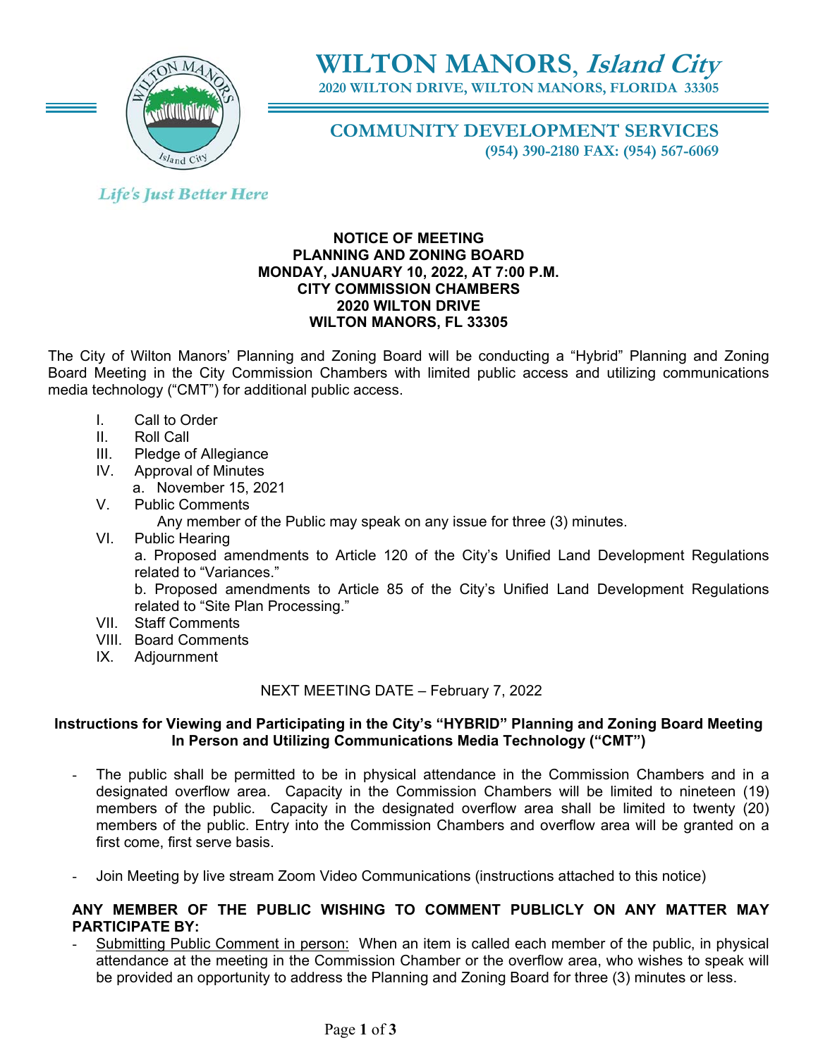# WILTON MANORS, *Island City*

**2020 WILTON DRIVE, WILTON MANORS, FLORIDA 33305**

## COMMUNITY DEVELOPMENT SERVICES

**(954) 390-2180 FAX: (954) 567-6069**

*Life's Just Better Here*

**NOTICE OF MEETING**
**PLANNING AND ZONING BOARD**
**MONDAY, JANUARY 10, 2022, AT 7:00 P.M.**
**CITY COMMISSION CHAMBERS**
**2020 WILTON DRIVE**
**WILTON MANORS, FL 33305**

The City of Wilton Manors' Planning and Zoning Board will be conducting a "Hybrid" Planning and Zoning Board Meeting in the City Commission Chambers with limited public access and utilizing communications media technology ("CMT") for additional public access.

I. Call to Order
II. Roll Call
III. Pledge of Allegiance
IV. Approval of Minutes
  a. November 15, 2021
V. Public Comments
  Any member of the Public may speak on any issue for three (3) minutes.
VI. Public Hearing
  a. Proposed amendments to Article 120 of the City's Unified Land Development Regulations related to "Variances."
  b. Proposed amendments to Article 85 of the City's Unified Land Development Regulations related to "Site Plan Processing."
VII. Staff Comments
VIII. Board Comments
IX. Adjournment

NEXT MEETING DATE – February 7, 2022

**Instructions for Viewing and Participating in the City's "HYBRID" Planning and Zoning Board Meeting In Person and Utilizing Communications Media Technology ("CMT")**

- The public shall be permitted to be in physical attendance in the Commission Chambers and in a designated overflow area. Capacity in the Commission Chambers will be limited to nineteen (19) members of the public. Capacity in the designated overflow area shall be limited to twenty (20) members of the public. Entry into the Commission Chambers and overflow area will be granted on a first come, first serve basis.

- Join Meeting by live stream Zoom Video Communications (instructions attached to this notice)

**ANY MEMBER OF THE PUBLIC WISHING TO COMMENT PUBLICLY ON ANY MATTER MAY PARTICIPATE BY:**

- Submitting Public Comment in person: When an item is called each member of the public, in physical attendance at the meeting in the Commission Chamber or the overflow area, who wishes to speak will be provided an opportunity to address the Planning and Zoning Board for three (3) minutes or less.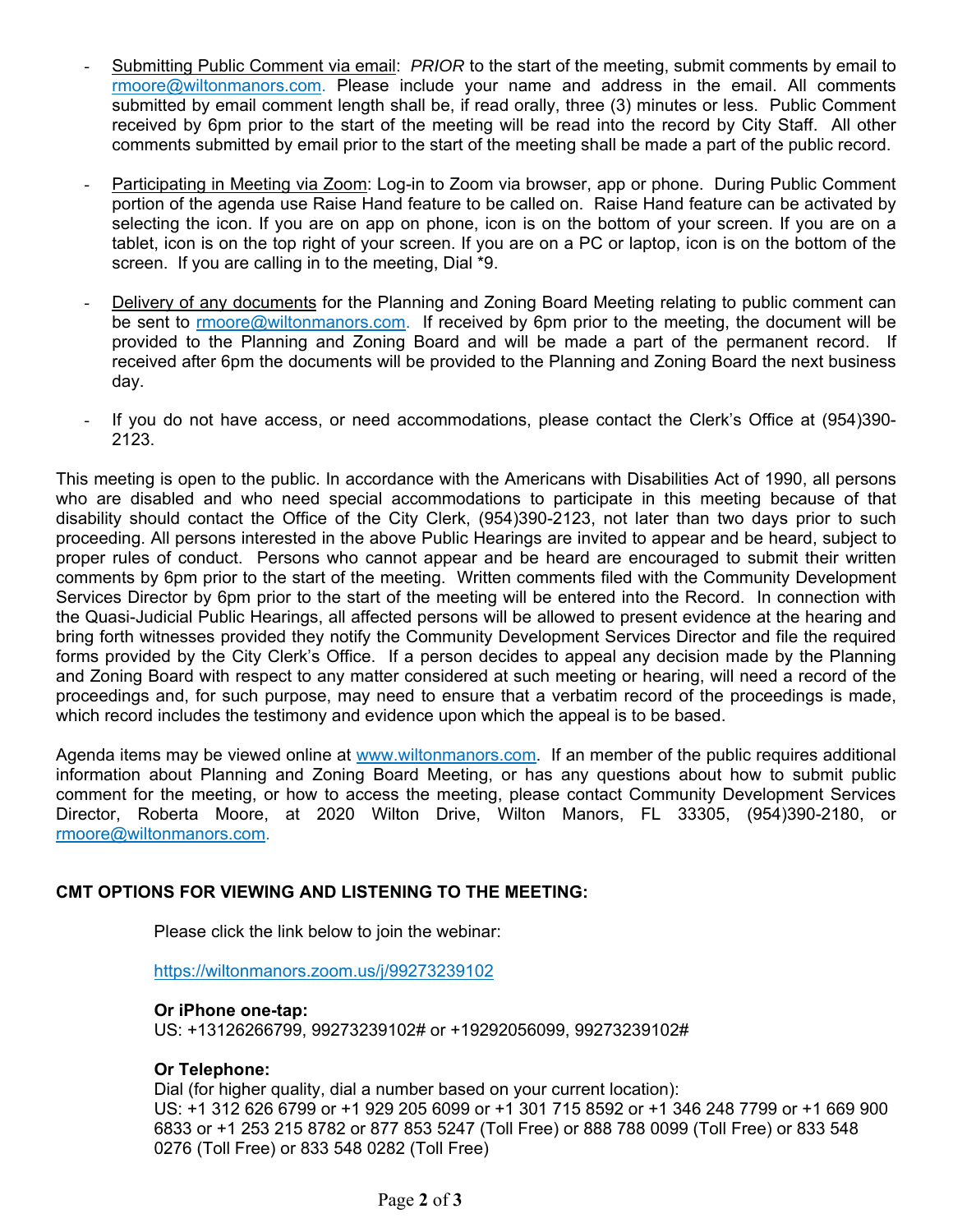- Submitting Public Comment via email: *PRIOR* to the start of the meeting, submit comments by email to rmoore@wiltonmanors.com. Please include your name and address in the email. All comments submitted by email comment length shall be, if read orally, three (3) minutes or less. Public Comment received by 6pm prior to the start of the meeting will be read into the record by City Staff. All other comments submitted by email prior to the start of the meeting shall be made a part of the public record.

- Participating in Meeting via Zoom: Log-in to Zoom via browser, app or phone. During Public Comment portion of the agenda use Raise Hand feature to be called on. Raise Hand feature can be activated by selecting the icon. If you are on app on phone, icon is on the bottom of your screen. If you are on a tablet, icon is on the top right of your screen. If you are on a PC or laptop, icon is on the bottom of the screen. If you are calling in to the meeting, Dial *9.

- Delivery of any documents for the Planning and Zoning Board Meeting relating to public comment can be sent to rmoore@wiltonmanors.com. If received by 6pm prior to the meeting, the document will be provided to the Planning and Zoning Board and will be made a part of the permanent record. If received after 6pm the documents will be provided to the Planning and Zoning Board the next business day.

- If you do not have access, or need accommodations, please contact the Clerk's Office at (954)390-2123.

This meeting is open to the public. In accordance with the Americans with Disabilities Act of 1990, all persons who are disabled and who need special accommodations to participate in this meeting because of that disability should contact the Office of the City Clerk, (954)390-2123, not later than two days prior to such proceeding. All persons interested in the above Public Hearings are invited to appear and be heard, subject to proper rules of conduct. Persons who cannot appear and be heard are encouraged to submit their written comments by 6pm prior to the start of the meeting. Written comments filed with the Community Development Services Director by 6pm prior to the start of the meeting will be entered into the Record. In connection with the Quasi-Judicial Public Hearings, all affected persons will be allowed to present evidence at the hearing and bring forth witnesses provided they notify the Community Development Services Director and file the required forms provided by the City Clerk's Office. If a person decides to appeal any decision made by the Planning and Zoning Board with respect to any matter considered at such meeting or hearing, will need a record of the proceedings and, for such purpose, may need to ensure that a verbatim record of the proceedings is made, which record includes the testimony and evidence upon which the appeal is to be based.

Agenda items may be viewed online at www.wiltonmanors.com. If an member of the public requires additional information about Planning and Zoning Board Meeting, or has any questions about how to submit public comment for the meeting, or how to access the meeting, please contact Community Development Services Director, Roberta Moore, at 2020 Wilton Drive, Wilton Manors, FL 33305, (954)390-2180, or rmoore@wiltonmanors.com.

**CMT OPTIONS FOR VIEWING AND LISTENING TO THE MEETING:**

Please click the link below to join the webinar:

https://wiltonmanors.zoom.us/j/99273239102

**Or iPhone one-tap:**
US: +13126266799, 99273239102# or +19292056099, 99273239102#

**Or Telephone:**
Dial (for higher quality, dial a number based on your current location):
US: +1 312 626 6799 or +1 929 205 6099 or +1 301 715 8592 or +1 346 248 7799 or +1 669 900 6833 or +1 253 215 8782 or 877 853 5247 (Toll Free) or 888 788 0099 (Toll Free) or 833 548 0276 (Toll Free) or 833 548 0282 (Toll Free)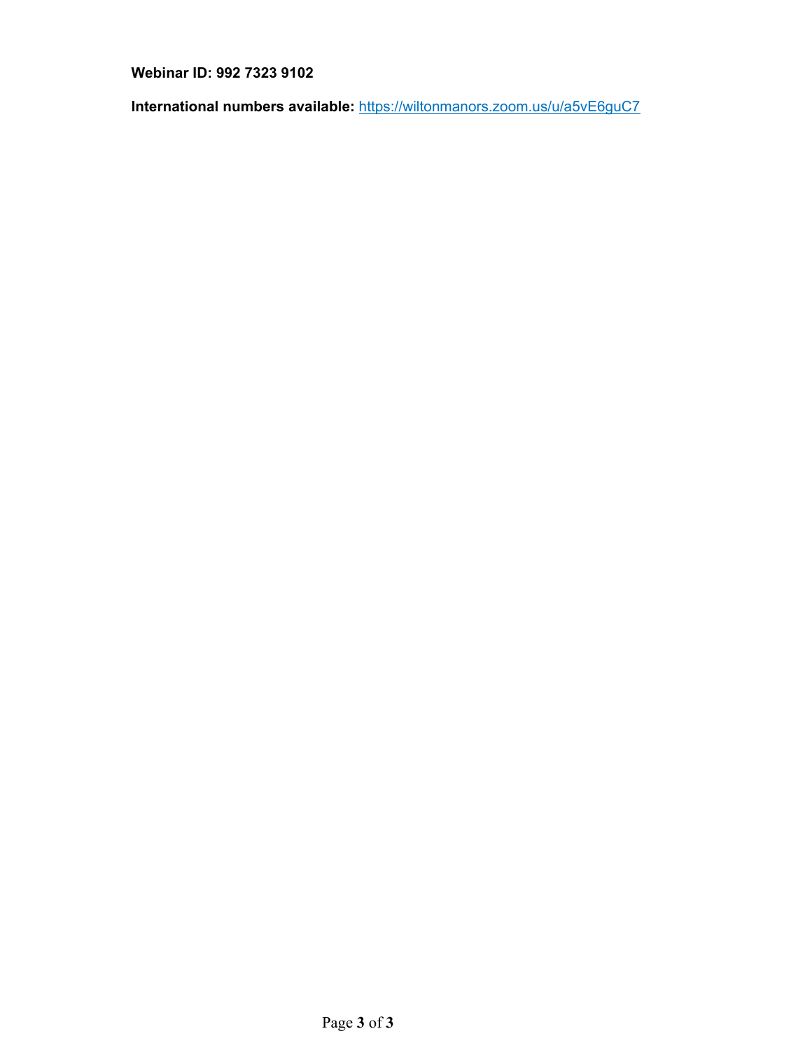**Webinar ID: 992 7323 9102**

**International numbers available:** https://wiltonmanors.zoom.us/u/a5vE6guC7